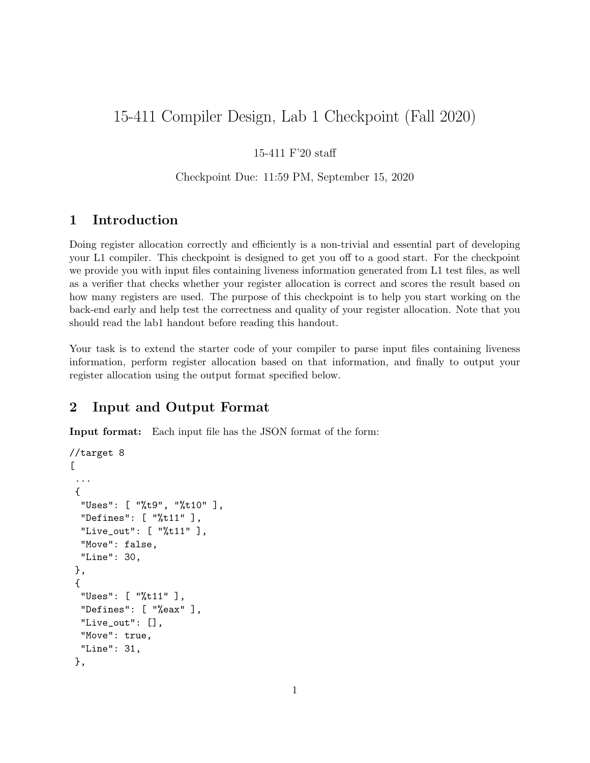# 15-411 Compiler Design, Lab 1 Checkpoint (Fall 2020)

15-411 F'20 staff

Checkpoint Due: 11:59 PM, September 15, 2020

## 1 Introduction

Doing register allocation correctly and efficiently is a non-trivial and essential part of developing your L1 compiler. This checkpoint is designed to get you off to a good start. For the checkpoint we provide you with input files containing liveness information generated from L1 test files, as well as a verifier that checks whether your register allocation is correct and scores the result based on how many registers are used. The purpose of this checkpoint is to help you start working on the back-end early and help test the correctness and quality of your register allocation. Note that you should read the lab1 handout before reading this handout.

Your task is to extend the starter code of your compiler to parse input files containing liveness information, perform register allocation based on that information, and finally to output your register allocation using the output format specified below.

## 2 Input and Output Format

**Input format:** Each input file has the JSON format of the form:

```
//target 8
[
 ...
 {
  "Uses": [ "%t9", "%t10" ],
  "Defines": [ "%t11" ],
  "Live_out": [ "%t11" ],
  "Move": false,
  "Line": 30,
 },
 {
  "Uses": [ "%t11" ],
  "Defines": [ "%eax" ],
  "Live_out": [],
  "Move": true,
  "Line": 31,
 },
```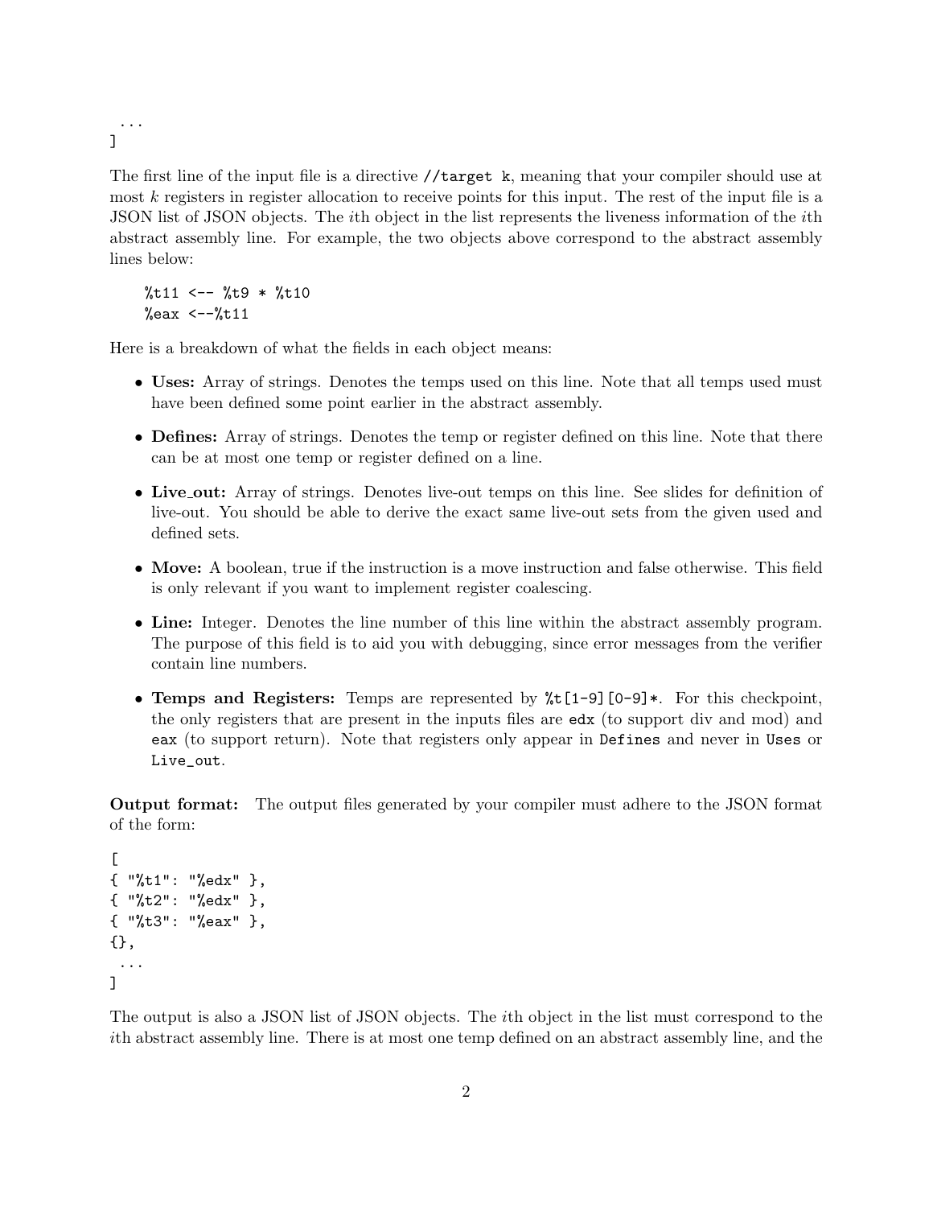```
  ...
]
```

The first line of the input file is a directive `//target k`, meaning that your compiler should use at most $k$ registers in register allocation to receive points for this input. The rest of the input file is a JSON list of JSON objects. The $i$th object in the list represents the liveness information of the $i$th abstract assembly line. For example, the two objects above correspond to the abstract assembly lines below:

```
%t11 <-- %t9 * %t10
%eax <--%t11
```

Here is a breakdown of what the fields in each object means:

- **Uses:** Array of strings. Denotes the temps used on this line. Note that all temps used must have been defined some point earlier in the abstract assembly.
- **Defines:** Array of strings. Denotes the temp or register defined on this line. Note that there can be at most one temp or register defined on a line.
- **Live_out:** Array of strings. Denotes live-out temps on this line. See slides for definition of live-out. You should be able to derive the exact same live-out sets from the given used and defined sets.
- **Move:** A boolean, true if the instruction is a move instruction and false otherwise. This field is only relevant if you want to implement register coalescing.
- **Line:** Integer. Denotes the line number of this line within the abstract assembly program. The purpose of this field is to aid you with debugging, since error messages from the verifier contain line numbers.
- **Temps and Registers:** Temps are represented by `%t[1-9][0-9]*`. For this checkpoint, the only registers that are present in the inputs files are `edx` (to support div and mod) and `eax` (to support return). Note that registers only appear in `Defines` and never in `Uses` or `Live_out`.

**Output format:** The output files generated by your compiler must adhere to the JSON format of the form:

```
[
{ "%t1": "%edx" },
{ "%t2": "%edx" },
{ "%t3": "%eax" },
{},
  ...
]
```

The output is also a JSON list of JSON objects. The $i$th object in the list must correspond to the $i$th abstract assembly line. There is at most one temp defined on an abstract assembly line, and the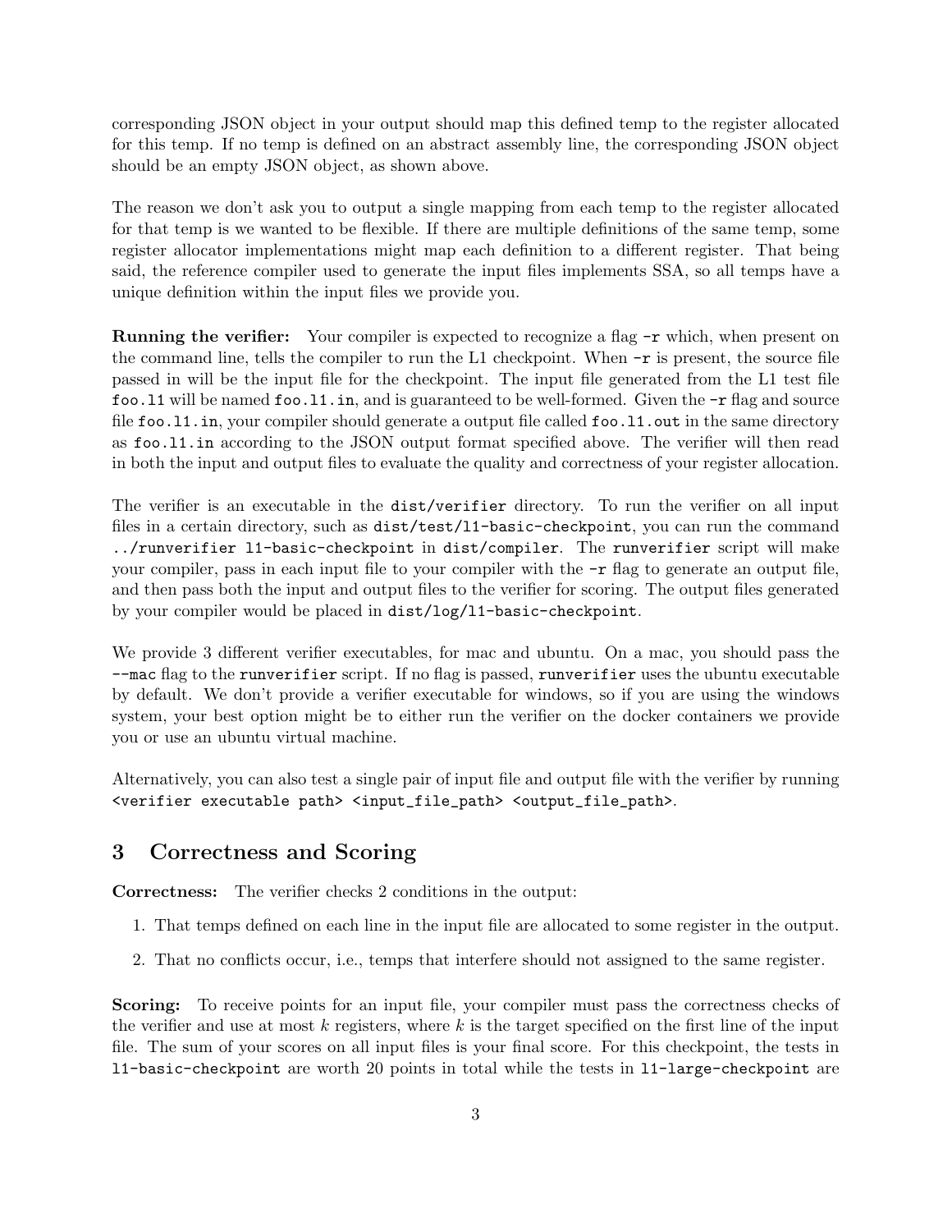corresponding JSON object in your output should map this defined temp to the register allocated for this temp. If no temp is defined on an abstract assembly line, the corresponding JSON object should be an empty JSON object, as shown above.

The reason we don't ask you to output a single mapping from each temp to the register allocated for that temp is we wanted to be flexible. If there are multiple definitions of the same temp, some register allocator implementations might map each definition to a different register. That being said, the reference compiler used to generate the input files implements SSA, so all temps have a unique definition within the input files we provide you.

**Running the verifier:** Your compiler is expected to recognize a flag `-r` which, when present on the command line, tells the compiler to run the L1 checkpoint. When `-r` is present, the source file passed in will be the input file for the checkpoint. The input file generated from the L1 test file `foo.l1` will be named `foo.l1.in`, and is guaranteed to be well-formed. Given the `-r` flag and source file `foo.l1.in`, your compiler should generate a output file called `foo.l1.out` in the same directory as `foo.l1.in` according to the JSON output format specified above. The verifier will then read in both the input and output files to evaluate the quality and correctness of your register allocation.

The verifier is an executable in the `dist/verifier` directory. To run the verifier on all input files in a certain directory, such as `dist/test/l1-basic-checkpoint`, you can run the command `../runverifier l1-basic-checkpoint` in `dist/compiler`. The `runverifier` script will make your compiler, pass in each input file to your compiler with the `-r` flag to generate an output file, and then pass both the input and output files to the verifier for scoring. The output files generated by your compiler would be placed in `dist/log/l1-basic-checkpoint`.

We provide 3 different verifier executables, for mac and ubuntu. On a mac, you should pass the `--mac` flag to the `runverifier` script. If no flag is passed, `runverifier` uses the ubuntu executable by default. We don't provide a verifier executable for windows, so if you are using the windows system, your best option might be to either run the verifier on the docker containers we provide you or use an ubuntu virtual machine.

Alternatively, you can also test a single pair of input file and output file with the verifier by running `<verifier executable path> <input_file_path> <output_file_path>`.

## 3 Correctness and Scoring

**Correctness:** The verifier checks 2 conditions in the output:

1. That temps defined on each line in the input file are allocated to some register in the output.
2. That no conflicts occur, i.e., temps that interfere should not assigned to the same register.

**Scoring:** To receive points for an input file, your compiler must pass the correctness checks of the verifier and use at most $k$ registers, where $k$ is the target specified on the first line of the input file. The sum of your scores on all input files is your final score. For this checkpoint, the tests in `l1-basic-checkpoint` are worth 20 points in total while the tests in `l1-large-checkpoint` are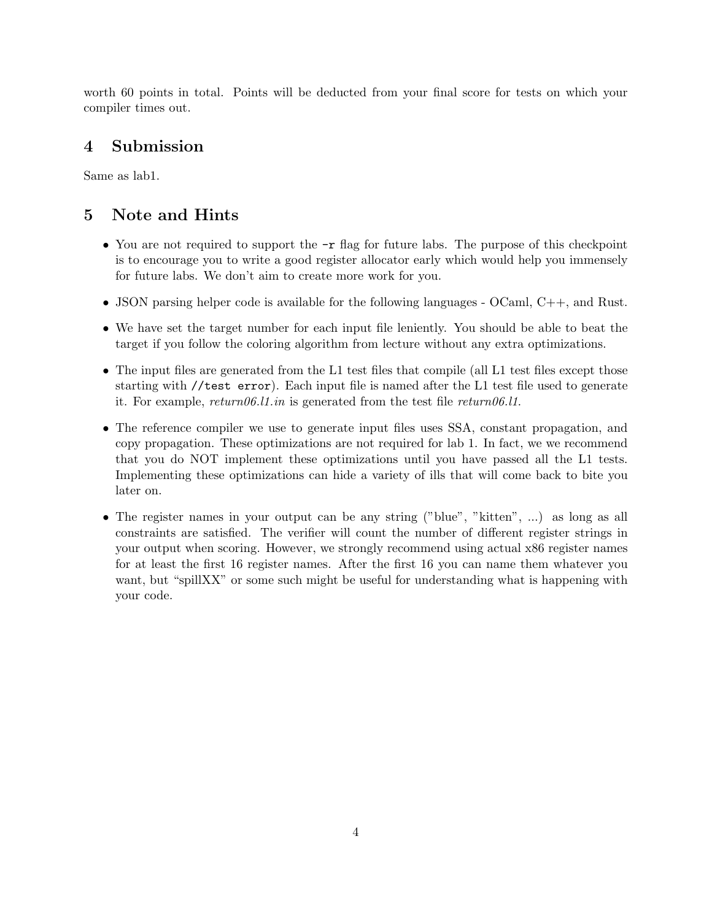worth 60 points in total. Points will be deducted from your final score for tests on which your compiler times out.

## 4 Submission

Same as lab1.

## 5 Note and Hints

- You are not required to support the `-r` flag for future labs. The purpose of this checkpoint is to encourage you to write a good register allocator early which would help you immensely for future labs. We don't aim to create more work for you.
- JSON parsing helper code is available for the following languages - OCaml, C++, and Rust.
- We have set the target number for each input file leniently. You should be able to beat the target if you follow the coloring algorithm from lecture without any extra optimizations.
- The input files are generated from the L1 test files that compile (all L1 test files except those starting with `//test error`). Each input file is named after the L1 test file used to generate it. For example, *return06.l1.in* is generated from the test file *return06.l1*.
- The reference compiler we use to generate input files uses SSA, constant propagation, and copy propagation. These optimizations are not required for lab 1. In fact, we we recommend that you do NOT implement these optimizations until you have passed all the L1 tests. Implementing these optimizations can hide a variety of ills that will come back to bite you later on.
- The register names in your output can be any string ("blue", "kitten", ...) as long as all constraints are satisfied. The verifier will count the number of different register strings in your output when scoring. However, we strongly recommend using actual x86 register names for at least the first 16 register names. After the first 16 you can name them whatever you want, but "spillXX" or some such might be useful for understanding what is happening with your code.